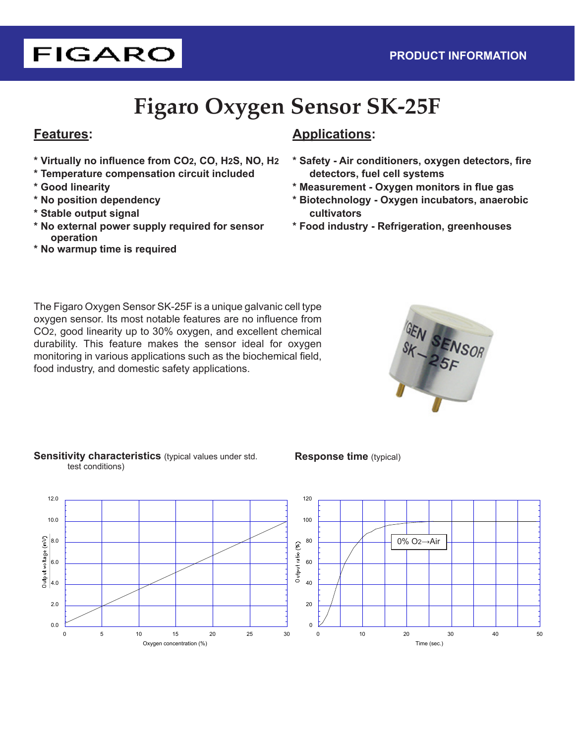FIGARO

PRODUCT INFORMATION

# Figaro Oxygen Sensor SK-25F

## Features:

* Virtually no influence from $CO_2$, CO, $H_2S$, NO, $H_2$
* Temperature compensation circuit included
* Good linearity
* No position dependency
* Stable output signal
* No external power supply required for sensor operation
* No warmup time is required

## Applications:

* Safety - Air conditioners, oxygen detectors, fire detectors, fuel cell systems
* Measurement - Oxygen monitors in flue gas
* Biotechnology - Oxygen incubators, anaerobic cultivators
* Food industry - Refrigeration, greenhouses

The Figaro Oxygen Sensor SK-25F is a unique galvanic cell type oxygen sensor. Its most notable features are no influence from $CO_2$, good linearity up to 30% oxygen, and excellent chemical durability. This feature makes the sensor ideal for oxygen monitoring in various applications such as the biochemical field, food industry, and domestic safety applications.

**Sensitivity characteristics** (typical values under std. test conditions)

Output voltage (mV) vs. Oxygen concentration (%)

**Response time** (typical)

Output ratio (%) vs. Time (sec.) — 0% $O_2$→Air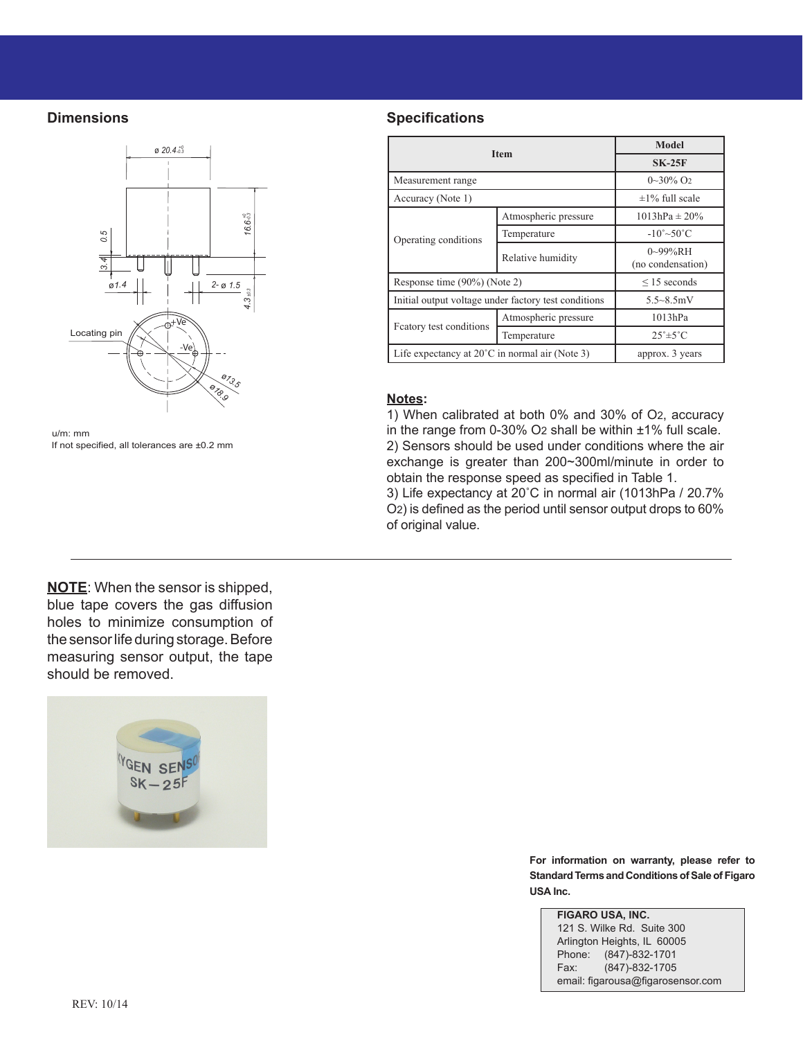## Dimensions

ø 20.4 +0/-0.3

16.6 +0/-0.3

0.5

3.4

ø1.4

2- ø 1.5

4.3 ±0.3

+Ve

-Ve

Locating pin

ø13.5

ø18.9

u/m: mm

If not specified, all tolerances are ±0.2 mm

## Specifications

| Item | | Model SK-25F |
|---|---|---|
| Measurement range | | 0~30% $O_2$ |
| Accuracy (Note 1) | | ±1% full scale |
| Operating conditions | Atmospheric pressure | 1013hPa ± 20% |
| | Temperature | -10˚~50˚C |
| | Relative humidity | 0~99%RH (no condensation) |
| Response time (90%) (Note 2) | | ≤ 15 seconds |
| Initial output voltage under factory test conditions | | 5.5~8.5mV |
| Fcatory test conditions | Atmospheric pressure | 1013hPa |
| | Temperature | 25˚±5˚C |
| Life expectancy at 20˚C in normal air (Note 3) | | approx. 3 years |

**Notes:**

1) When calibrated at both 0% and 30% of $O_2$, accuracy in the range from 0-30% $O_2$ shall be within ±1% full scale.
2) Sensors should be used under conditions where the air exchange is greater than 200~300ml/minute in order to obtain the response speed as specified in Table 1.
3) Life expectancy at 20˚C in normal air (1013hPa / 20.7% $O_2$) is defined as the period until sensor output drops to 60% of original value.

---

**NOTE**: When the sensor is shipped, blue tape covers the gas diffusion holes to minimize consumption of the sensor life during storage. Before measuring sensor output, the tape should be removed.

**For information on warranty, please refer to Standard Terms and Conditions of Sale of Figaro USA Inc.**

**FIGARO USA, INC.**
121 S. Wilke Rd. Suite 300
Arlington Heights, IL 60005
Phone: (847)-832-1701
Fax: (847)-832-1705
email: figarousa@figarosensor.com

REV: 10/14